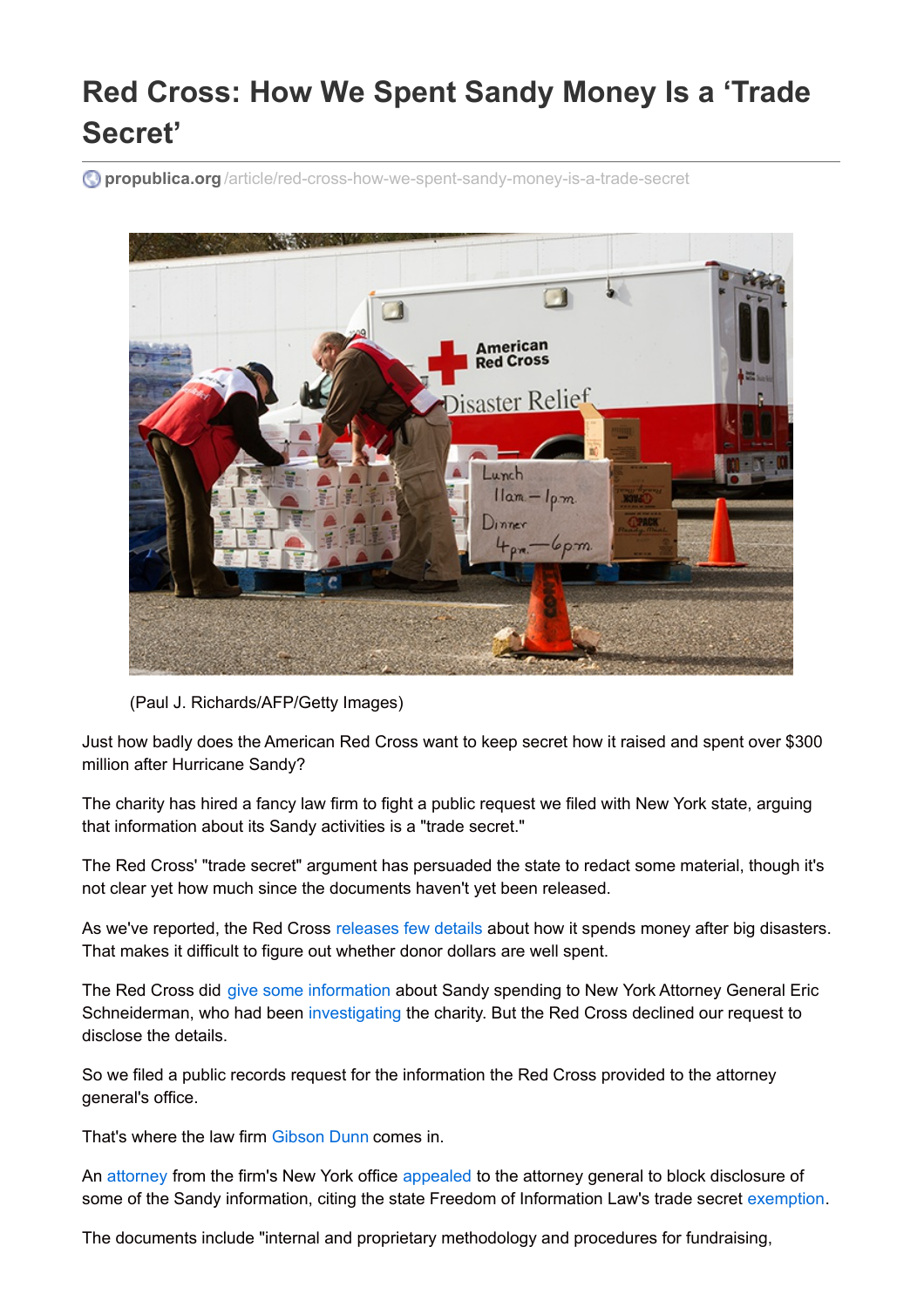# Red Cross: How We Spent Sandy Money Is a 'Trade Secret'

propublica.org/article/red-cross-how-we-spent-sandy-money-is-a-trade-secret

(Paul J. Richards/AFP/Getty Images)

Just how badly does the American Red Cross want to keep secret how it raised and spent over $300 million after Hurricane Sandy?

The charity has hired a fancy law firm to fight a public request we filed with New York state, arguing that information about its Sandy activities is a "trade secret."

The Red Cross' "trade secret" argument has persuaded the state to redact some material, though it's not clear yet how much since the documents haven't yet been released.

As we've reported, the Red Cross releases few details about how it spends money after big disasters. That makes it difficult to figure out whether donor dollars are well spent.

The Red Cross did give some information about Sandy spending to New York Attorney General Eric Schneiderman, who had been investigating the charity. But the Red Cross declined our request to disclose the details.

So we filed a public records request for the information the Red Cross provided to the attorney general's office.

That's where the law firm Gibson Dunn comes in.

An attorney from the firm's New York office appealed to the attorney general to block disclosure of some of the Sandy information, citing the state Freedom of Information Law's trade secret exemption.

The documents include "internal and proprietary methodology and procedures for fundraising,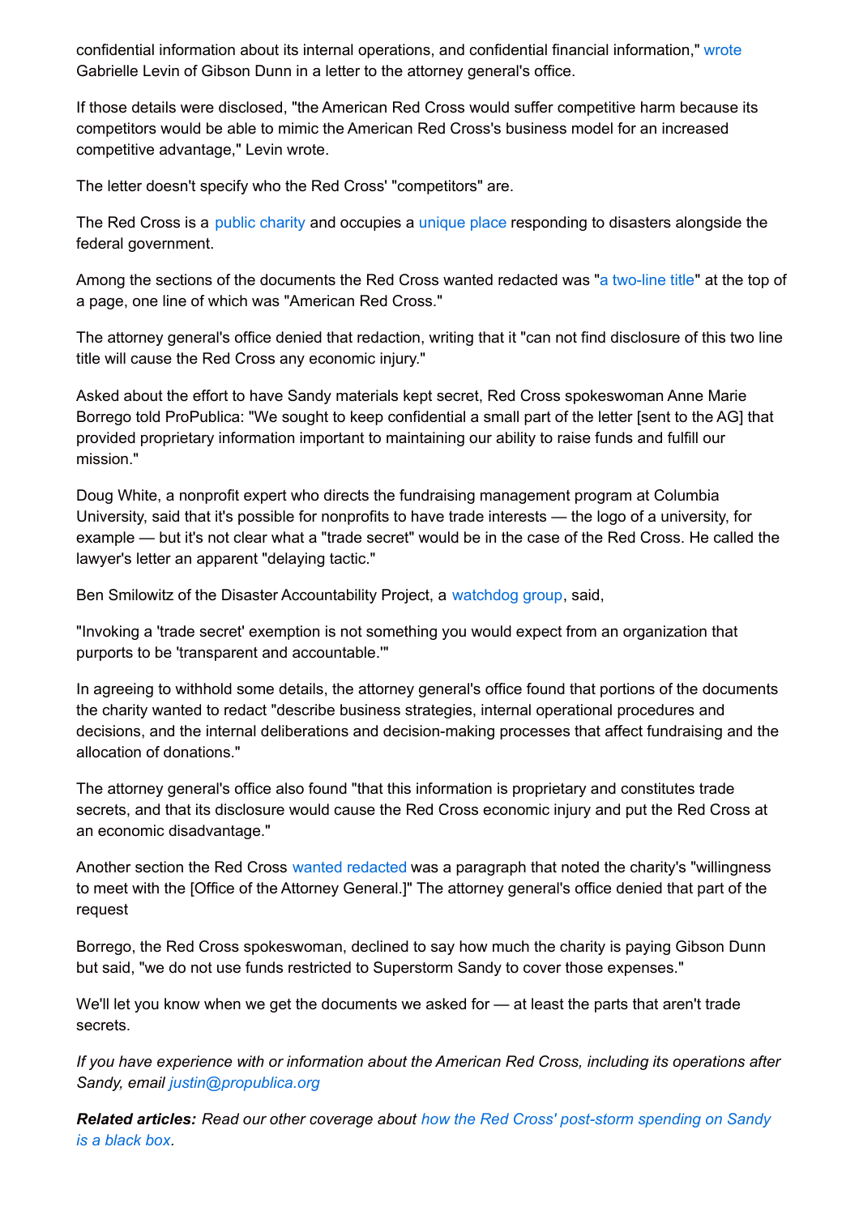confidential information about its internal operations, and confidential financial information," wrote Gabrielle Levin of Gibson Dunn in a letter to the attorney general's office.

If those details were disclosed, "the American Red Cross would suffer competitive harm because its competitors would be able to mimic the American Red Cross's business model for an increased competitive advantage," Levin wrote.

The letter doesn't specify who the Red Cross' "competitors" are.

The Red Cross is a public charity and occupies a unique place responding to disasters alongside the federal government.

Among the sections of the documents the Red Cross wanted redacted was "a two-line title" at the top of a page, one line of which was "American Red Cross."

The attorney general's office denied that redaction, writing that it "can not find disclosure of this two line title will cause the Red Cross any economic injury."

Asked about the effort to have Sandy materials kept secret, Red Cross spokeswoman Anne Marie Borrego told ProPublica: "We sought to keep confidential a small part of the letter [sent to the AG] that provided proprietary information important to maintaining our ability to raise funds and fulfill our mission."

Doug White, a nonprofit expert who directs the fundraising management program at Columbia University, said that it's possible for nonprofits to have trade interests — the logo of a university, for example — but it's not clear what a "trade secret" would be in the case of the Red Cross. He called the lawyer's letter an apparent "delaying tactic."

Ben Smilowitz of the Disaster Accountability Project, a watchdog group, said,

"Invoking a 'trade secret' exemption is not something you would expect from an organization that purports to be 'transparent and accountable.'"

In agreeing to withhold some details, the attorney general's office found that portions of the documents the charity wanted to redact "describe business strategies, internal operational procedures and decisions, and the internal deliberations and decision-making processes that affect fundraising and the allocation of donations."

The attorney general's office also found "that this information is proprietary and constitutes trade secrets, and that its disclosure would cause the Red Cross economic injury and put the Red Cross at an economic disadvantage."

Another section the Red Cross wanted redacted was a paragraph that noted the charity's "willingness to meet with the [Office of the Attorney General.]" The attorney general's office denied that part of the request

Borrego, the Red Cross spokeswoman, declined to say how much the charity is paying Gibson Dunn but said, "we do not use funds restricted to Superstorm Sandy to cover those expenses."

We'll let you know when we get the documents we asked for — at least the parts that aren't trade secrets.

*If you have experience with or information about the American Red Cross, including its operations after Sandy, email justin@propublica.org*

***Related articles:*** *Read our other coverage about how the Red Cross' post-storm spending on Sandy is a black box.*